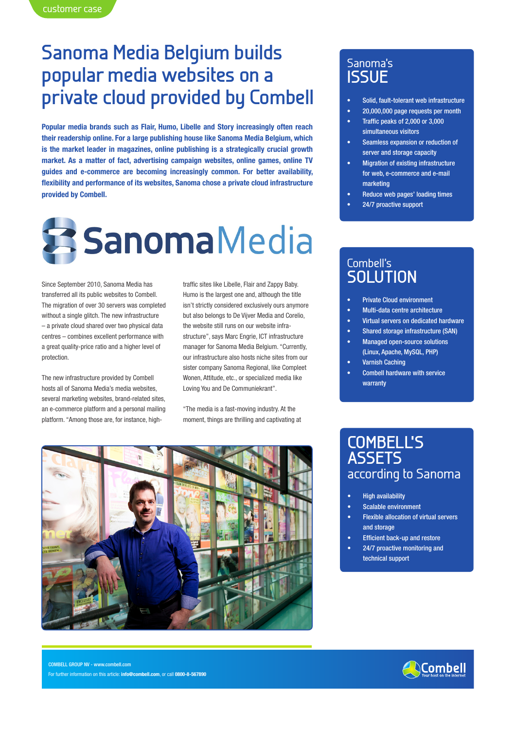customer case

# Sanoma Media Belgium builds popular media websites on a private cloud provided by Combell

**Popular media brands such as Flair, Humo, Libelle and Story increasingly often reach their readership online. For a large publishing house like Sanoma Media Belgium, which is the market leader in magazines, online publishing is a strategically crucial growth market. As a matter of fact, advertising campaign websites, online games, online TV guides and e-commerce are becoming increasingly common. For better availability, flexibility and performance of its websites, Sanoma chose a private cloud infrastructure provided by Combell.**

SanomaMedia

Since September 2010, Sanoma Media has transferred all its public websites to Combell. The migration of over 30 servers was completed without a single glitch. The new infrastructure – a private cloud shared over two physical data centres – combines excellent performance with a great quality-price ratio and a higher level of protection.

The new infrastructure provided by Combell hosts all of Sanoma Media's media websites, several marketing websites, brand-related sites, an e-commerce platform and a personal mailing platform. "Among those are, for instance, high-traffic sites like Libelle, Flair and Zappy Baby. Humo is the largest one and, although the title isn't strictly considered exclusively ours anymore but also belongs to De Vijver Media and Corelio, the website still runs on our website infra-structure", says Marc Engrie, ICT infrastructure manager for Sanoma Media Belgium. "Currently, our infrastructure also hosts niche sites from our sister company Sanoma Regional, like Compleet Wonen, Attitude, etc., or specialized media like Loving You and De Communiekrant".

"The media is a fast-moving industry. At the moment, things are thrilling and captivating at

## Sanoma's ISSUE

- Solid, fault-tolerant web infrastructure
- 20,000,000 page requests per month
- Traffic peaks of 2,000 or 3,000 simultaneous visitors
- Seamless expansion or reduction of server and storage capacity
- Migration of existing infrastructure for web, e-commerce and e-mail marketing
- Reduce web pages' loading times
- 24/7 proactive support

## Combell's SOLUTION

- Private Cloud environment
- Multi-data centre architecture
- Virtual servers on dedicated hardware
- Shared storage infrastructure (SAN)
- Managed open-source solutions (Linux, Apache, MySQL, PHP)
- Varnish Caching
- Combell hardware with service warranty

## COMBELL'S ASSETS according to Sanoma

- High availability
- Scalable environment
- Flexible allocation of virtual servers and storage
- Efficient back-up and restore
- 24/7 proactive monitoring and technical support

COMBELL GROUP NV - www.combell.com
For further information on this article: **info@combell.com**, or call **0800-8-567890**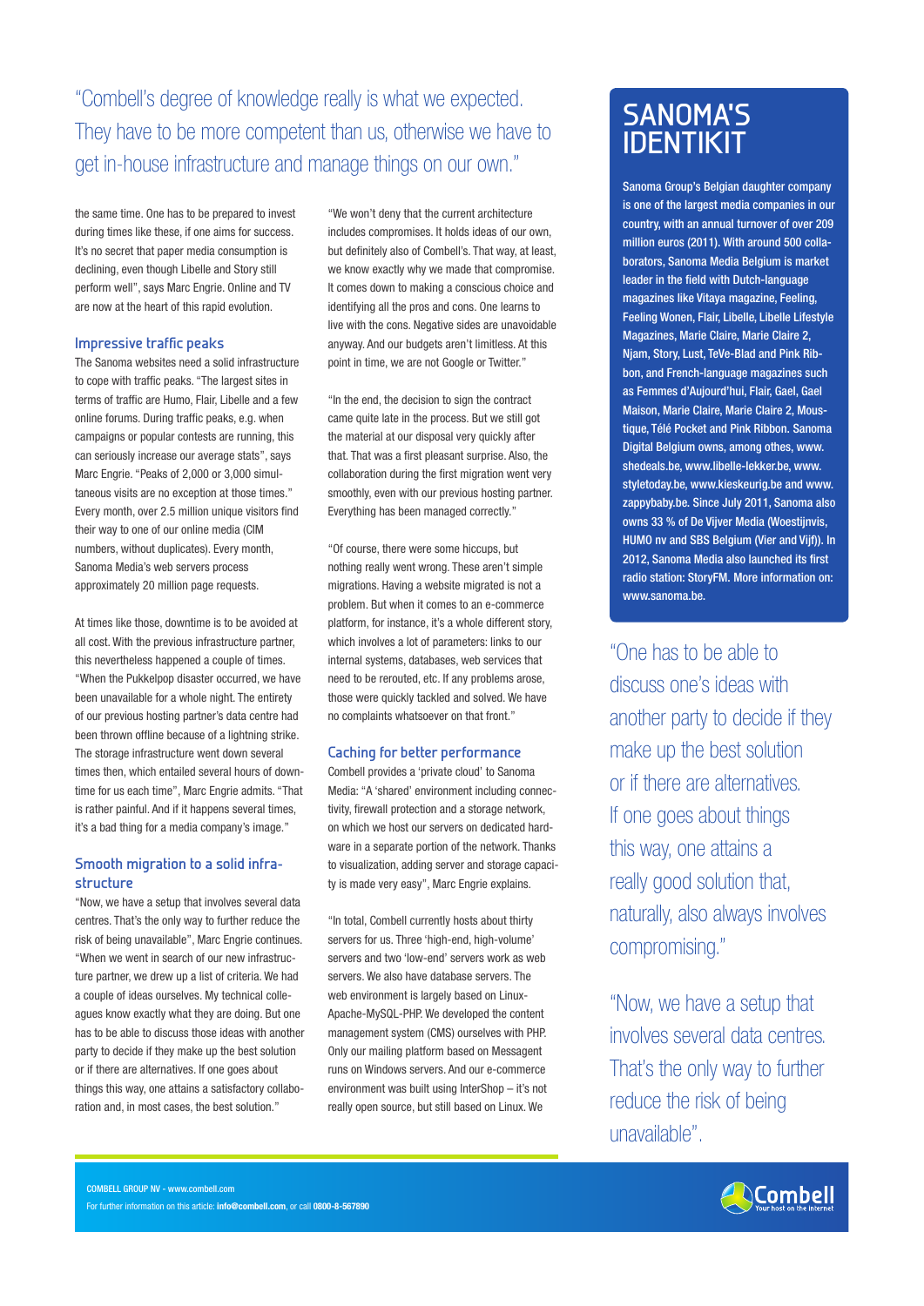> "Combell's degree of knowledge really is what we expected. They have to be more competent than us, otherwise we have to get in-house infrastructure and manage things on our own."

the same time. One has to be prepared to invest during times like these, if one aims for success. It's no secret that paper media consumption is declining, even though Libelle and Story still perform well", says Marc Engrie. Online and TV are now at the heart of this rapid evolution.

### Impressive traffic peaks

The Sanoma websites need a solid infrastructure to cope with traffic peaks. "The largest sites in terms of traffic are Humo, Flair, Libelle and a few online forums. During traffic peaks, e.g. when campaigns or popular contests are running, this can seriously increase our average stats", says Marc Engrie. "Peaks of 2,000 or 3,000 simultaneous visits are no exception at those times." Every month, over 2.5 million unique visitors find their way to one of our online media (CIM numbers, without duplicates). Every month, Sanoma Media's web servers process approximately 20 million page requests.

At times like those, downtime is to be avoided at all cost. With the previous infrastructure partner, this nevertheless happened a couple of times. "When the Pukkelpop disaster occurred, we have been unavailable for a whole night. The entirety of our previous hosting partner's data centre had been thrown offline because of a lightning strike. The storage infrastructure went down several times then, which entailed several hours of downtime for us each time", Marc Engrie admits. "That is rather painful. And if it happens several times, it's a bad thing for a media company's image."

### Smooth migration to a solid infrastructure

"Now, we have a setup that involves several data centres. That's the only way to further reduce the risk of being unavailable", Marc Engrie continues. "When we went in search of our new infrastructure partner, we drew up a list of criteria. We had a couple of ideas ourselves. My technical colleagues know exactly what they are doing. But one has to be able to discuss those ideas with another party to decide if they make up the best solution or if there are alternatives. If one goes about things this way, one attains a satisfactory collaboration and, in most cases, the best solution."

"We won't deny that the current architecture includes compromises. It holds ideas of our own, but definitely also of Combell's. That way, at least, we know exactly why we made that compromise. It comes down to making a conscious choice and identifying all the pros and cons. One learns to live with the cons. Negative sides are unavoidable anyway. And our budgets aren't limitless. At this point in time, we are not Google or Twitter."

"In the end, the decision to sign the contract came quite late in the process. But we still got the material at our disposal very quickly after that. That was a first pleasant surprise. Also, the collaboration during the first migration went very smoothly, even with our previous hosting partner. Everything has been managed correctly."

"Of course, there were some hiccups, but nothing really went wrong. These aren't simple migrations. Having a website migrated is not a problem. But when it comes to an e-commerce platform, for instance, it's a whole different story, which involves a lot of parameters: links to our internal systems, databases, web services that need to be rerouted, etc. If any problems arose, those were quickly tackled and solved. We have no complaints whatsoever on that front."

### Caching for better performance

Combell provides a 'private cloud' to Sanoma Media: "A 'shared' environment including connectivity, firewall protection and a storage network, on which we host our servers on dedicated hardware in a separate portion of the network. Thanks to visualization, adding server and storage capacity is made very easy", Marc Engrie explains.

"In total, Combell currently hosts about thirty servers for us. Three 'high-end, high-volume' servers and two 'low-end' servers work as web servers. We also have database servers. The web environment is largely based on Linux-Apache-MySQL-PHP. We developed the content management system (CMS) ourselves with PHP. Only our mailing platform based on Messagent runs on Windows servers. And our e-commerce environment was built using InterShop – it's not really open source, but still based on Linux. We

## SANOMA'S IDENTIKIT

Sanoma Group's Belgian daughter company is one of the largest media companies in our country, with an annual turnover of over 209 million euros (2011). With around 500 collaborators, Sanoma Media Belgium is market leader in the field with Dutch-language magazines like Vitaya magazine, Feeling, Feeling Wonen, Flair, Libelle, Libelle Lifestyle Magazines, Marie Claire, Marie Claire 2, Njam, Story, Lust, TeVe-Blad and Pink Ribbon, and French-language magazines such as Femmes d'Aujourd'hui, Flair, Gael, Gael Maison, Marie Claire, Marie Claire 2, Moustique, Télé Pocket and Pink Ribbon. Sanoma Digital Belgium owns, among othes, www.shedeals.be, www.libelle-lekker.be, www.styletoday.be, www.kieskeurig.be and www.zappybaby.be. Since July 2011, Sanoma also owns 33 % of De Vijver Media (Woestijnvis, HUMO nv and SBS Belgium (Vier and Vijf)). In 2012, Sanoma Media also launched its first radio station: StoryFM. More information on: www.sanoma.be.

> "One has to be able to discuss one's ideas with another party to decide if they make up the best solution or if there are alternatives. If one goes about things this way, one attains a really good solution that, naturally, also always involves compromising."

> "Now, we have a setup that involves several data centres. That's the only way to further reduce the risk of being unavailable".

COMBELL GROUP NV - www.combell.com
For further information on this article: **info@combell.com**, or call **0800-8-567890**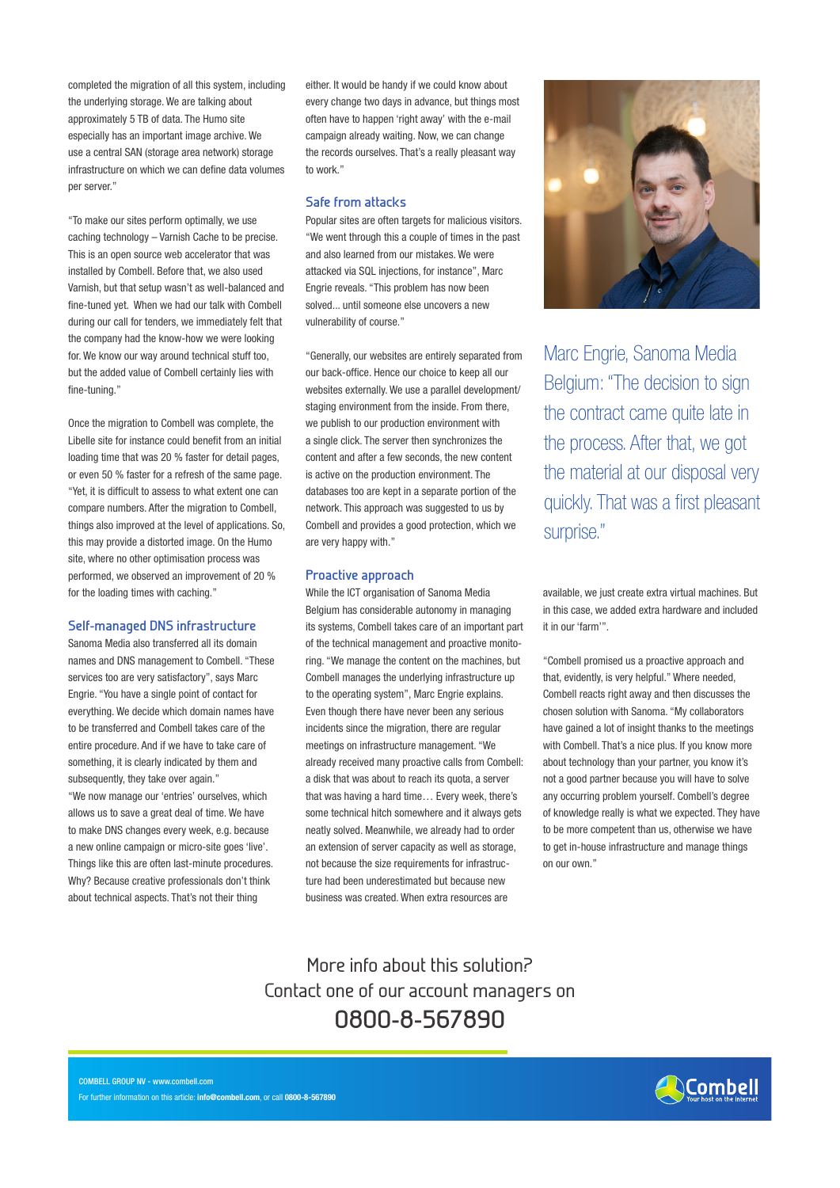completed the migration of all this system, including the underlying storage. We are talking about approximately 5 TB of data. The Humo site especially has an important image archive. We use a central SAN (storage area network) storage infrastructure on which we can define data volumes per server."

"To make our sites perform optimally, we use caching technology – Varnish Cache to be precise. This is an open source web accelerator that was installed by Combell. Before that, we also used Varnish, but that setup wasn't as well-balanced and fine-tuned yet. When we had our talk with Combell during our call for tenders, we immediately felt that the company had the know-how we were looking for. We know our way around technical stuff too, but the added value of Combell certainly lies with fine-tuning."

Once the migration to Combell was complete, the Libelle site for instance could benefit from an initial loading time that was 20 % faster for detail pages, or even 50 % faster for a refresh of the same page. "Yet, it is difficult to assess to what extent one can compare numbers. After the migration to Combell, things also improved at the level of applications. So, this may provide a distorted image. On the Humo site, where no other optimisation process was performed, we observed an improvement of 20 % for the loading times with caching."

## Self-managed DNS infrastructure

Sanoma Media also transferred all its domain names and DNS management to Combell. "These services too are very satisfactory", says Marc Engrie. "You have a single point of contact for everything. We decide which domain names have to be transferred and Combell takes care of the entire procedure. And if we have to take care of something, it is clearly indicated by them and subsequently, they take over again."
"We now manage our 'entries' ourselves, which allows us to save a great deal of time. We have to make DNS changes every week, e.g. because a new online campaign or micro-site goes 'live'. Things like this are often last-minute procedures. Why? Because creative professionals don't think about technical aspects. That's not their thing either. It would be handy if we could know about every change two days in advance, but things most often have to happen 'right away' with the e-mail campaign already waiting. Now, we can change the records ourselves. That's a really pleasant way to work."

## Safe from attacks

Popular sites are often targets for malicious visitors. "We went through this a couple of times in the past and also learned from our mistakes. We were attacked via SQL injections, for instance", Marc Engrie reveals. "This problem has now been solved... until someone else uncovers a new vulnerability of course."

"Generally, our websites are entirely separated from our back-office. Hence our choice to keep all our websites externally. We use a parallel development/ staging environment from the inside. From there, we publish to our production environment with a single click. The server then synchronizes the content and after a few seconds, the new content is active on the production environment. The databases too are kept in a separate portion of the network. This approach was suggested to us by Combell and provides a good protection, which we are very happy with."

## Proactive approach

While the ICT organisation of Sanoma Media Belgium has considerable autonomy in managing its systems, Combell takes care of an important part of the technical management and proactive monitoring. "We manage the content on the machines, but Combell manages the underlying infrastructure up to the operating system", Marc Engrie explains. Even though there have never been any serious incidents since the migration, there are regular meetings on infrastructure management. "We already received many proactive calls from Combell: a disk that was about to reach its quota, a server that was having a hard time… Every week, there's some technical hitch somewhere and it always gets neatly solved. Meanwhile, we already had to order an extension of server capacity as well as storage, not because the size requirements for infrastructure had been underestimated but because new business was created. When extra resources are available, we just create extra virtual machines. But in this case, we added extra hardware and included it in our 'farm'".

"Combell promised us a proactive approach and that, evidently, is very helpful." Where needed, Combell reacts right away and then discusses the chosen solution with Sanoma. "My collaborators have gained a lot of insight thanks to the meetings with Combell. That's a nice plus. If you know more about technology than your partner, you know it's not a good partner because you will have to solve any occurring problem yourself. Combell's degree of knowledge really is what we expected. They have to be more competent than us, otherwise we have to get in-house infrastructure and manage things on our own."

Marc Engrie, Sanoma Media Belgium: "The decision to sign the contract came quite late in the process. After that, we got the material at our disposal very quickly. That was a first pleasant surprise."

More info about this solution?
Contact one of our account managers on
**0800-8-567890**

COMBELL GROUP NV - www.combell.com
For further information on this article: **info@combell.com**, or call **0800-8-567890**

Combell
Your host on the internet